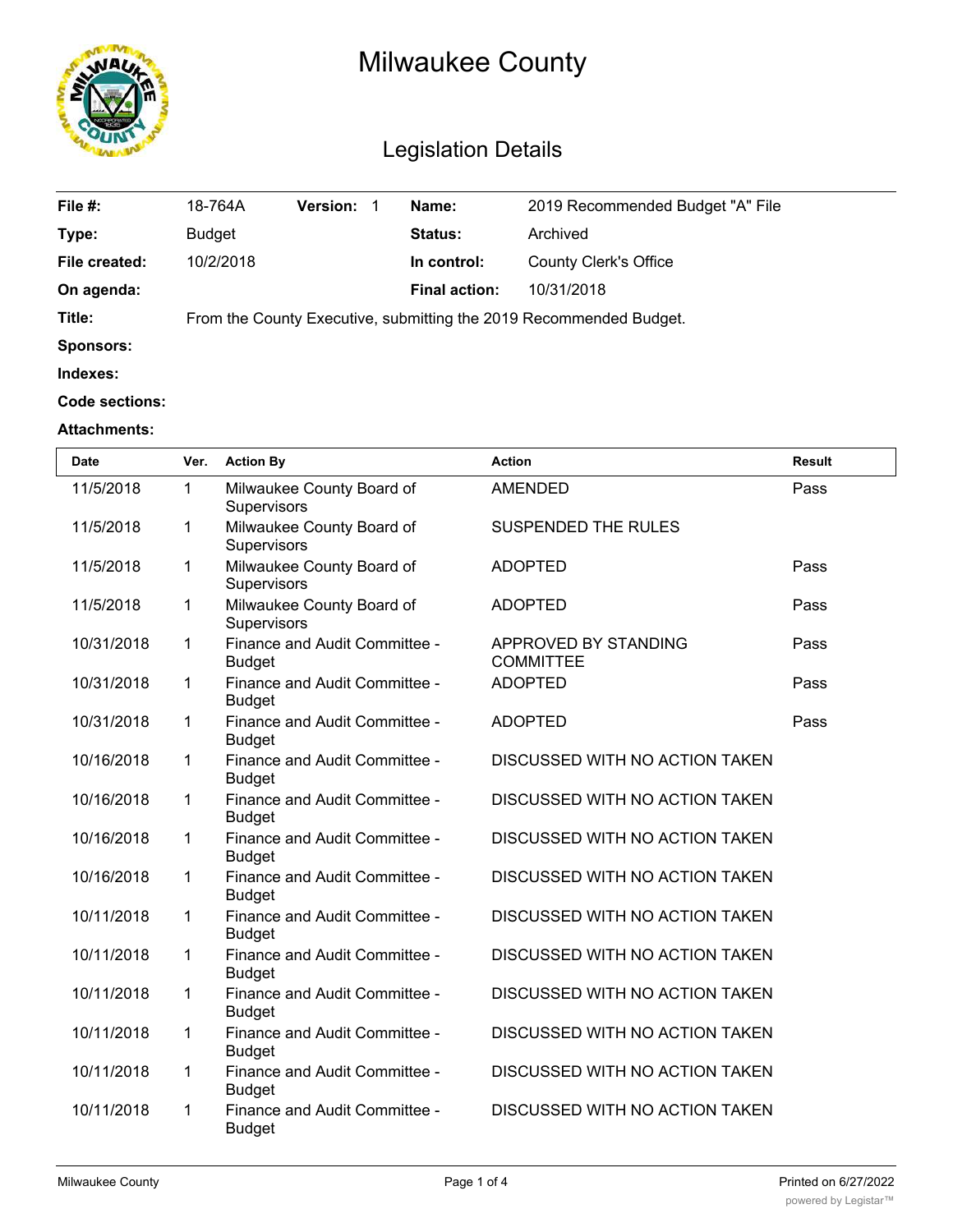# Milwaukee County

## Legislation Details

| | | | | | |
|---|---|---|---|---|---|
| **File #:** | 18-764A | **Version:** | 1 | **Name:** | 2019 Recommended Budget "A" File |
| **Type:** | Budget | | | **Status:** | Archived |
| **File created:** | 10/2/2018 | | | **In control:** | County Clerk's Office |
| **On agenda:** | | | | **Final action:** | 10/31/2018 |

**Title:** From the County Executive, submitting the 2019 Recommended Budget.

**Sponsors:**

**Indexes:**

**Code sections:**

**Attachments:**

| Date | Ver. | Action By | Action | Result |
|---|---|---|---|---|
| 11/5/2018 | 1 | Milwaukee County Board of Supervisors | AMENDED | Pass |
| 11/5/2018 | 1 | Milwaukee County Board of Supervisors | SUSPENDED THE RULES | |
| 11/5/2018 | 1 | Milwaukee County Board of Supervisors | ADOPTED | Pass |
| 11/5/2018 | 1 | Milwaukee County Board of Supervisors | ADOPTED | Pass |
| 10/31/2018 | 1 | Finance and Audit Committee - Budget | APPROVED BY STANDING COMMITTEE | Pass |
| 10/31/2018 | 1 | Finance and Audit Committee - Budget | ADOPTED | Pass |
| 10/31/2018 | 1 | Finance and Audit Committee - Budget | ADOPTED | Pass |
| 10/16/2018 | 1 | Finance and Audit Committee - Budget | DISCUSSED WITH NO ACTION TAKEN | |
| 10/16/2018 | 1 | Finance and Audit Committee - Budget | DISCUSSED WITH NO ACTION TAKEN | |
| 10/16/2018 | 1 | Finance and Audit Committee - Budget | DISCUSSED WITH NO ACTION TAKEN | |
| 10/16/2018 | 1 | Finance and Audit Committee - Budget | DISCUSSED WITH NO ACTION TAKEN | |
| 10/11/2018 | 1 | Finance and Audit Committee - Budget | DISCUSSED WITH NO ACTION TAKEN | |
| 10/11/2018 | 1 | Finance and Audit Committee - Budget | DISCUSSED WITH NO ACTION TAKEN | |
| 10/11/2018 | 1 | Finance and Audit Committee - Budget | DISCUSSED WITH NO ACTION TAKEN | |
| 10/11/2018 | 1 | Finance and Audit Committee - Budget | DISCUSSED WITH NO ACTION TAKEN | |
| 10/11/2018 | 1 | Finance and Audit Committee - Budget | DISCUSSED WITH NO ACTION TAKEN | |
| 10/11/2018 | 1 | Finance and Audit Committee - Budget | DISCUSSED WITH NO ACTION TAKEN | |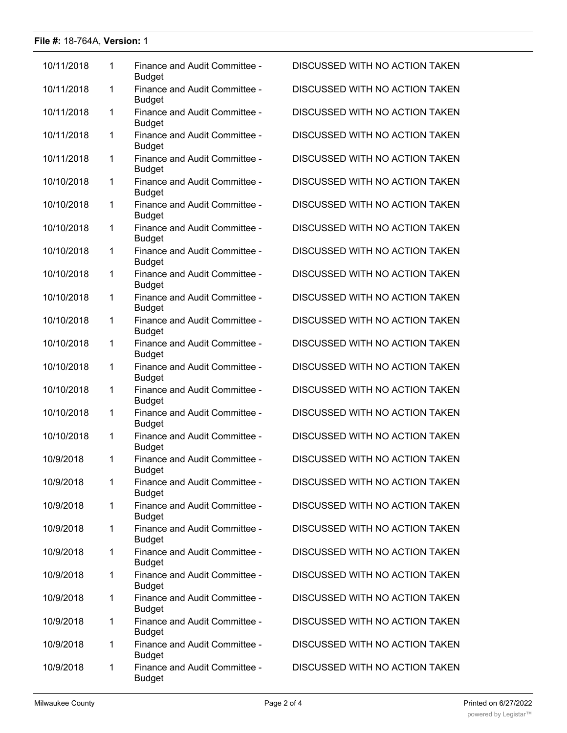| | | | |
|---|---|---|---|
| 10/11/2018 | 1 | Finance and Audit Committee - Budget | DISCUSSED WITH NO ACTION TAKEN |
| 10/11/2018 | 1 | Finance and Audit Committee - Budget | DISCUSSED WITH NO ACTION TAKEN |
| 10/11/2018 | 1 | Finance and Audit Committee - Budget | DISCUSSED WITH NO ACTION TAKEN |
| 10/11/2018 | 1 | Finance and Audit Committee - Budget | DISCUSSED WITH NO ACTION TAKEN |
| 10/11/2018 | 1 | Finance and Audit Committee - Budget | DISCUSSED WITH NO ACTION TAKEN |
| 10/10/2018 | 1 | Finance and Audit Committee - Budget | DISCUSSED WITH NO ACTION TAKEN |
| 10/10/2018 | 1 | Finance and Audit Committee - Budget | DISCUSSED WITH NO ACTION TAKEN |
| 10/10/2018 | 1 | Finance and Audit Committee - Budget | DISCUSSED WITH NO ACTION TAKEN |
| 10/10/2018 | 1 | Finance and Audit Committee - Budget | DISCUSSED WITH NO ACTION TAKEN |
| 10/10/2018 | 1 | Finance and Audit Committee - Budget | DISCUSSED WITH NO ACTION TAKEN |
| 10/10/2018 | 1 | Finance and Audit Committee - Budget | DISCUSSED WITH NO ACTION TAKEN |
| 10/10/2018 | 1 | Finance and Audit Committee - Budget | DISCUSSED WITH NO ACTION TAKEN |
| 10/10/2018 | 1 | Finance and Audit Committee - Budget | DISCUSSED WITH NO ACTION TAKEN |
| 10/10/2018 | 1 | Finance and Audit Committee - Budget | DISCUSSED WITH NO ACTION TAKEN |
| 10/10/2018 | 1 | Finance and Audit Committee - Budget | DISCUSSED WITH NO ACTION TAKEN |
| 10/10/2018 | 1 | Finance and Audit Committee - Budget | DISCUSSED WITH NO ACTION TAKEN |
| 10/10/2018 | 1 | Finance and Audit Committee - Budget | DISCUSSED WITH NO ACTION TAKEN |
| 10/9/2018 | 1 | Finance and Audit Committee - Budget | DISCUSSED WITH NO ACTION TAKEN |
| 10/9/2018 | 1 | Finance and Audit Committee - Budget | DISCUSSED WITH NO ACTION TAKEN |
| 10/9/2018 | 1 | Finance and Audit Committee - Budget | DISCUSSED WITH NO ACTION TAKEN |
| 10/9/2018 | 1 | Finance and Audit Committee - Budget | DISCUSSED WITH NO ACTION TAKEN |
| 10/9/2018 | 1 | Finance and Audit Committee - Budget | DISCUSSED WITH NO ACTION TAKEN |
| 10/9/2018 | 1 | Finance and Audit Committee - Budget | DISCUSSED WITH NO ACTION TAKEN |
| 10/9/2018 | 1 | Finance and Audit Committee - Budget | DISCUSSED WITH NO ACTION TAKEN |
| 10/9/2018 | 1 | Finance and Audit Committee - Budget | DISCUSSED WITH NO ACTION TAKEN |
| 10/9/2018 | 1 | Finance and Audit Committee - Budget | DISCUSSED WITH NO ACTION TAKEN |
| 10/9/2018 | 1 | Finance and Audit Committee - Budget | DISCUSSED WITH NO ACTION TAKEN |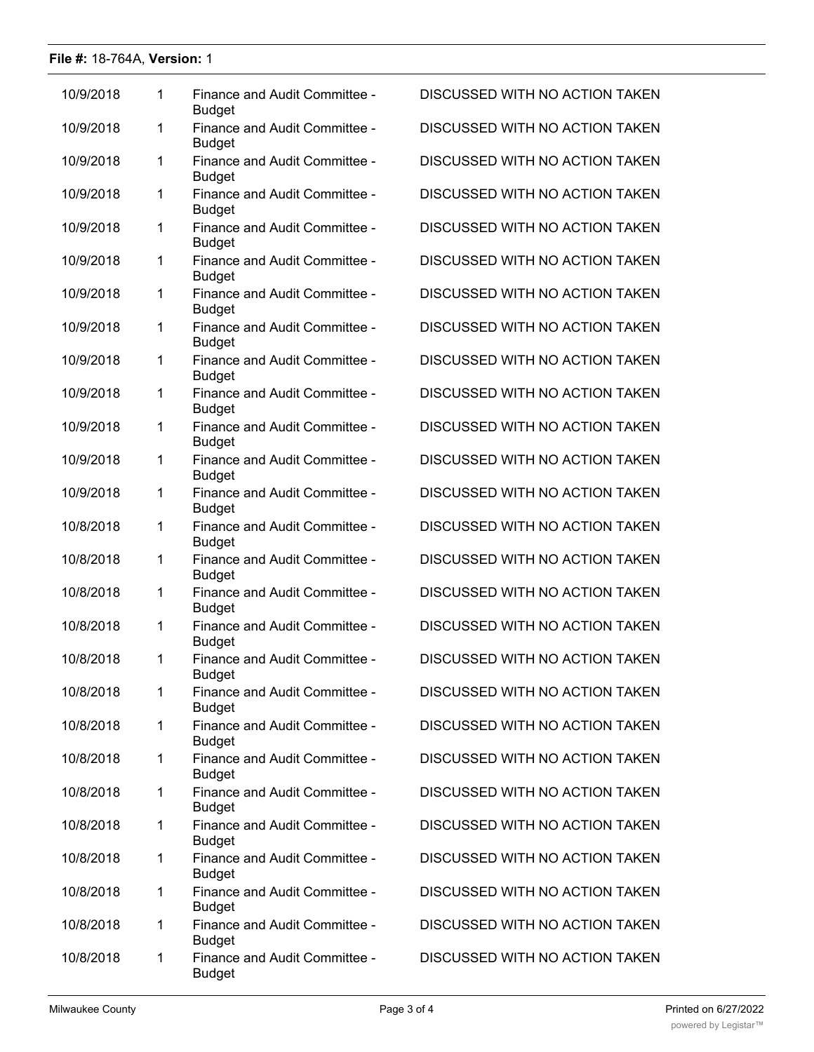| | | | |
|---|---|---|---|
| 10/9/2018 | 1 | Finance and Audit Committee - Budget | DISCUSSED WITH NO ACTION TAKEN |
| 10/9/2018 | 1 | Finance and Audit Committee - Budget | DISCUSSED WITH NO ACTION TAKEN |
| 10/9/2018 | 1 | Finance and Audit Committee - Budget | DISCUSSED WITH NO ACTION TAKEN |
| 10/9/2018 | 1 | Finance and Audit Committee - Budget | DISCUSSED WITH NO ACTION TAKEN |
| 10/9/2018 | 1 | Finance and Audit Committee - Budget | DISCUSSED WITH NO ACTION TAKEN |
| 10/9/2018 | 1 | Finance and Audit Committee - Budget | DISCUSSED WITH NO ACTION TAKEN |
| 10/9/2018 | 1 | Finance and Audit Committee - Budget | DISCUSSED WITH NO ACTION TAKEN |
| 10/9/2018 | 1 | Finance and Audit Committee - Budget | DISCUSSED WITH NO ACTION TAKEN |
| 10/9/2018 | 1 | Finance and Audit Committee - Budget | DISCUSSED WITH NO ACTION TAKEN |
| 10/9/2018 | 1 | Finance and Audit Committee - Budget | DISCUSSED WITH NO ACTION TAKEN |
| 10/9/2018 | 1 | Finance and Audit Committee - Budget | DISCUSSED WITH NO ACTION TAKEN |
| 10/9/2018 | 1 | Finance and Audit Committee - Budget | DISCUSSED WITH NO ACTION TAKEN |
| 10/9/2018 | 1 | Finance and Audit Committee - Budget | DISCUSSED WITH NO ACTION TAKEN |
| 10/8/2018 | 1 | Finance and Audit Committee - Budget | DISCUSSED WITH NO ACTION TAKEN |
| 10/8/2018 | 1 | Finance and Audit Committee - Budget | DISCUSSED WITH NO ACTION TAKEN |
| 10/8/2018 | 1 | Finance and Audit Committee - Budget | DISCUSSED WITH NO ACTION TAKEN |
| 10/8/2018 | 1 | Finance and Audit Committee - Budget | DISCUSSED WITH NO ACTION TAKEN |
| 10/8/2018 | 1 | Finance and Audit Committee - Budget | DISCUSSED WITH NO ACTION TAKEN |
| 10/8/2018 | 1 | Finance and Audit Committee - Budget | DISCUSSED WITH NO ACTION TAKEN |
| 10/8/2018 | 1 | Finance and Audit Committee - Budget | DISCUSSED WITH NO ACTION TAKEN |
| 10/8/2018 | 1 | Finance and Audit Committee - Budget | DISCUSSED WITH NO ACTION TAKEN |
| 10/8/2018 | 1 | Finance and Audit Committee - Budget | DISCUSSED WITH NO ACTION TAKEN |
| 10/8/2018 | 1 | Finance and Audit Committee - Budget | DISCUSSED WITH NO ACTION TAKEN |
| 10/8/2018 | 1 | Finance and Audit Committee - Budget | DISCUSSED WITH NO ACTION TAKEN |
| 10/8/2018 | 1 | Finance and Audit Committee - Budget | DISCUSSED WITH NO ACTION TAKEN |
| 10/8/2018 | 1 | Finance and Audit Committee - Budget | DISCUSSED WITH NO ACTION TAKEN |
| 10/8/2018 | 1 | Finance and Audit Committee - Budget | DISCUSSED WITH NO ACTION TAKEN |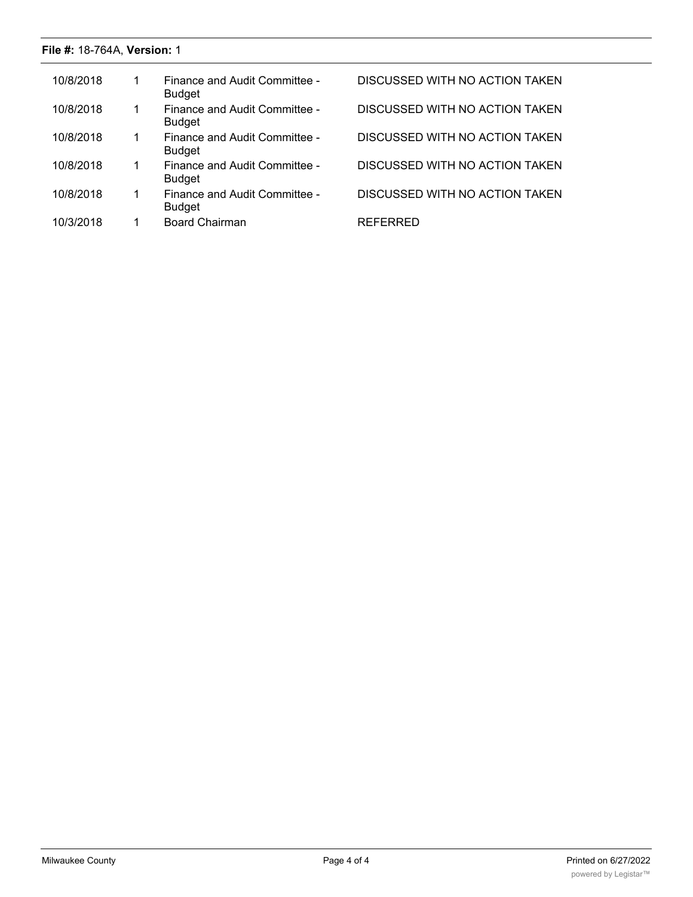| | | | |
|---|---|---|---|
| 10/8/2018 | 1 | Finance and Audit Committee - Budget | DISCUSSED WITH NO ACTION TAKEN |
| 10/8/2018 | 1 | Finance and Audit Committee - Budget | DISCUSSED WITH NO ACTION TAKEN |
| 10/8/2018 | 1 | Finance and Audit Committee - Budget | DISCUSSED WITH NO ACTION TAKEN |
| 10/8/2018 | 1 | Finance and Audit Committee - Budget | DISCUSSED WITH NO ACTION TAKEN |
| 10/8/2018 | 1 | Finance and Audit Committee - Budget | DISCUSSED WITH NO ACTION TAKEN |
| 10/3/2018 | 1 | Board Chairman | REFERRED |